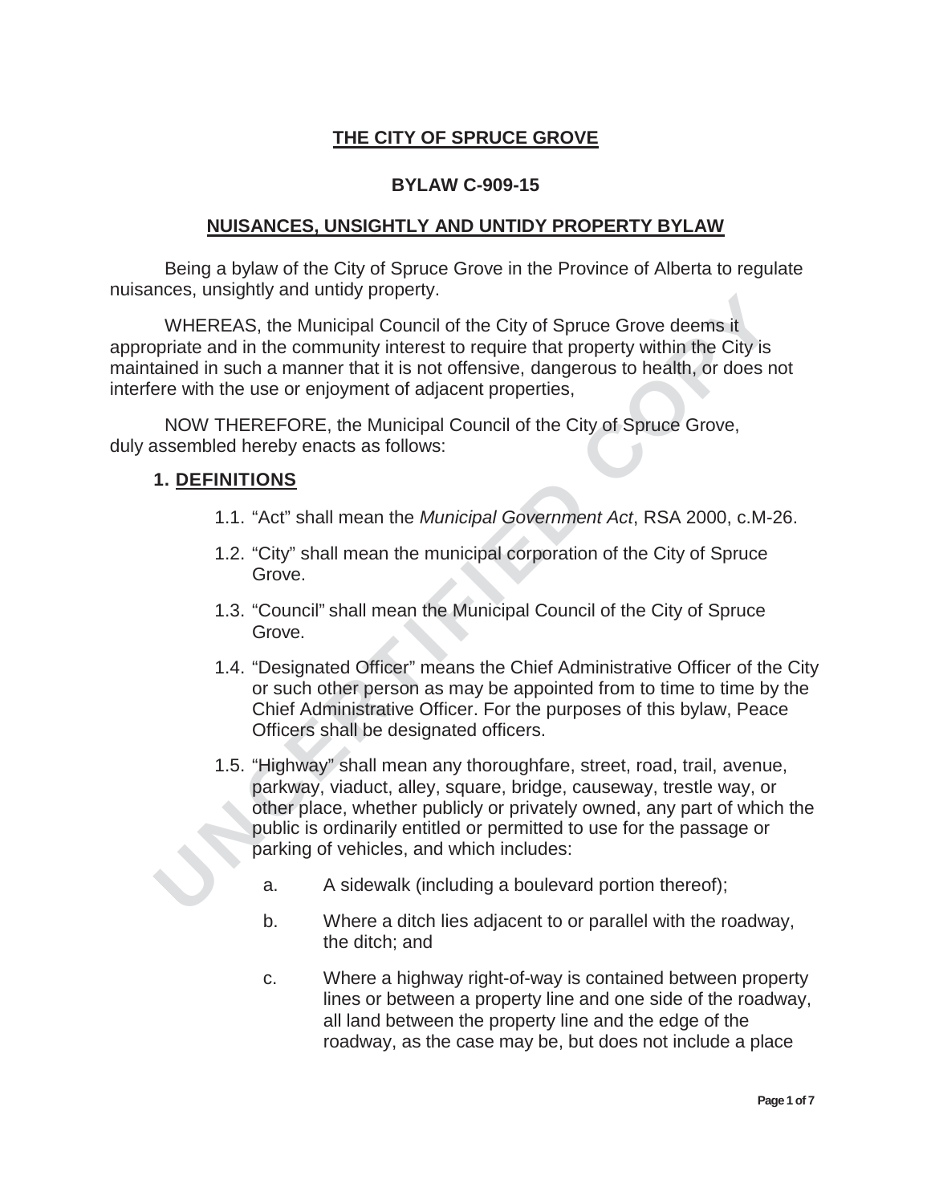# THE CITY OF SPRUCE GROVE

## BYLAW C-909-15

## NUISANCES, UNSIGHTLY AND UNTIDY PROPERTY BYLAW

Being a bylaw of the City of Spruce Grove in the Province of Alberta to regulate nuisances, unsightly and untidy property.

WHEREAS, the Municipal Council of the City of Spruce Grove deems it appropriate and in the community interest to require that property within the City is maintained in such a manner that it is not offensive, dangerous to health, or does not interfere with the use or enjoyment of adjacent properties,

NOW THEREFORE, the Municipal Council of the City of Spruce Grove, duly assembled hereby enacts as follows:

### 1. DEFINITIONS

1.1. "Act" shall mean the *Municipal Government Act*, RSA 2000, c.M-26.

1.2. "City" shall mean the municipal corporation of the City of Spruce Grove.

1.3. "Council" shall mean the Municipal Council of the City of Spruce Grove.

1.4. "Designated Officer" means the Chief Administrative Officer of the City or such other person as may be appointed from to time to time by the Chief Administrative Officer. For the purposes of this bylaw, Peace Officers shall be designated officers.

1.5. "Highway" shall mean any thoroughfare, street, road, trail, avenue, parkway, viaduct, alley, square, bridge, causeway, trestle way, or other place, whether publicly or privately owned, any part of which the public is ordinarily entitled or permitted to use for the passage or parking of vehicles, and which includes:

   a. A sidewalk (including a boulevard portion thereof);

   b. Where a ditch lies adjacent to or parallel with the roadway, the ditch; and

   c. Where a highway right-of-way is contained between property lines or between a property line and one side of the roadway, all land between the property line and the edge of the roadway, as the case may be, but does not include a place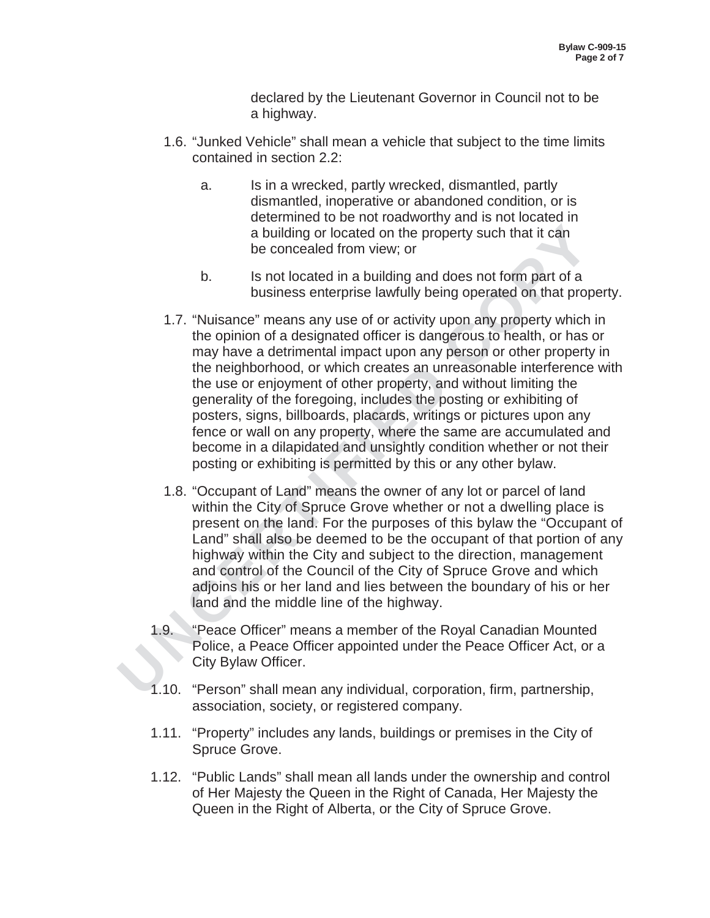declared by the Lieutenant Governor in Council not to be a highway.

1.6. “Junked Vehicle” shall mean a vehicle that subject to the time limits contained in section 2.2:

   a. Is in a wrecked, partly wrecked, dismantled, partly dismantled, inoperative or abandoned condition, or is determined to be not roadworthy and is not located in a building or located on the property such that it can be concealed from view; or

   b. Is not located in a building and does not form part of a business enterprise lawfully being operated on that property.

1.7. “Nuisance” means any use of or activity upon any property which in the opinion of a designated officer is dangerous to health, or has or may have a detrimental impact upon any person or other property in the neighborhood, or which creates an unreasonable interference with the use or enjoyment of other property, and without limiting the generality of the foregoing, includes the posting or exhibiting of posters, signs, billboards, placards, writings or pictures upon any fence or wall on any property, where the same are accumulated and become in a dilapidated and unsightly condition whether or not their posting or exhibiting is permitted by this or any other bylaw.

1.8. “Occupant of Land” means the owner of any lot or parcel of land within the City of Spruce Grove whether or not a dwelling place is present on the land. For the purposes of this bylaw the “Occupant of Land” shall also be deemed to be the occupant of that portion of any highway within the City and subject to the direction, management and control of the Council of the City of Spruce Grove and which adjoins his or her land and lies between the boundary of his or her land and the middle line of the highway.

1.9. “Peace Officer” means a member of the Royal Canadian Mounted Police, a Peace Officer appointed under the Peace Officer Act, or a City Bylaw Officer.

1.10. “Person” shall mean any individual, corporation, firm, partnership, association, society, or registered company.

1.11. “Property” includes any lands, buildings or premises in the City of Spruce Grove.

1.12. “Public Lands” shall mean all lands under the ownership and control of Her Majesty the Queen in the Right of Canada, Her Majesty the Queen in the Right of Alberta, or the City of Spruce Grove.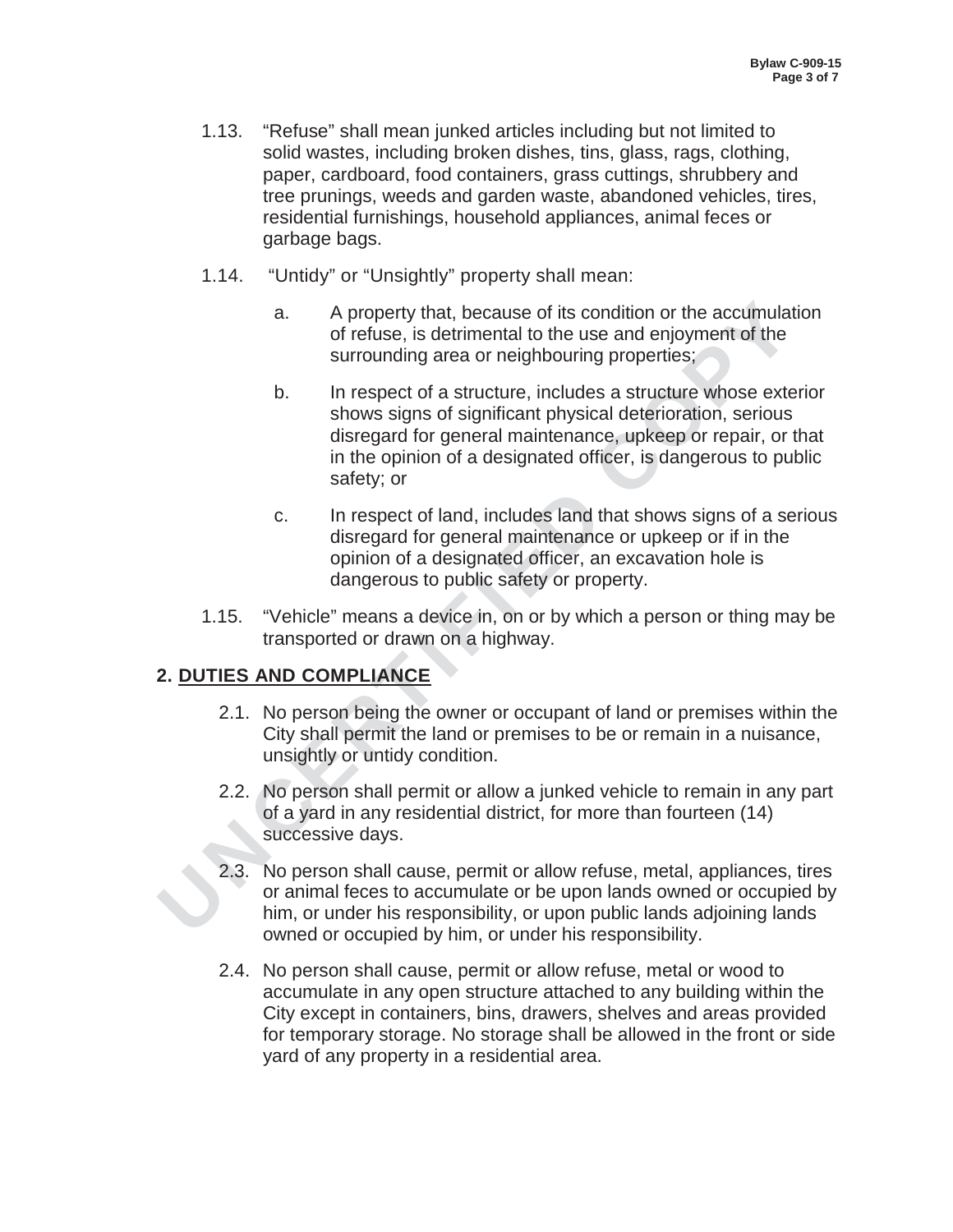1.13. “Refuse” shall mean junked articles including but not limited to solid wastes, including broken dishes, tins, glass, rags, clothing, paper, cardboard, food containers, grass cuttings, shrubbery and tree prunings, weeds and garden waste, abandoned vehicles, tires, residential furnishings, household appliances, animal feces or garbage bags.

1.14. “Untidy” or “Unsightly” property shall mean:

a. A property that, because of its condition or the accumulation of refuse, is detrimental to the use and enjoyment of the surrounding area or neighbouring properties;

b. In respect of a structure, includes a structure whose exterior shows signs of significant physical deterioration, serious disregard for general maintenance, upkeep or repair, or that in the opinion of a designated officer, is dangerous to public safety; or

c. In respect of land, includes land that shows signs of a serious disregard for general maintenance or upkeep or if in the opinion of a designated officer, an excavation hole is dangerous to public safety or property.

1.15. “Vehicle” means a device in, on or by which a person or thing may be transported or drawn on a highway.

## 2. DUTIES AND COMPLIANCE

2.1. No person being the owner or occupant of land or premises within the City shall permit the land or premises to be or remain in a nuisance, unsightly or untidy condition.

2.2. No person shall permit or allow a junked vehicle to remain in any part of a yard in any residential district, for more than fourteen (14) successive days.

2.3. No person shall cause, permit or allow refuse, metal, appliances, tires or animal feces to accumulate or be upon lands owned or occupied by him, or under his responsibility, or upon public lands adjoining lands owned or occupied by him, or under his responsibility.

2.4. No person shall cause, permit or allow refuse, metal or wood to accumulate in any open structure attached to any building within the City except in containers, bins, drawers, shelves and areas provided for temporary storage. No storage shall be allowed in the front or side yard of any property in a residential area.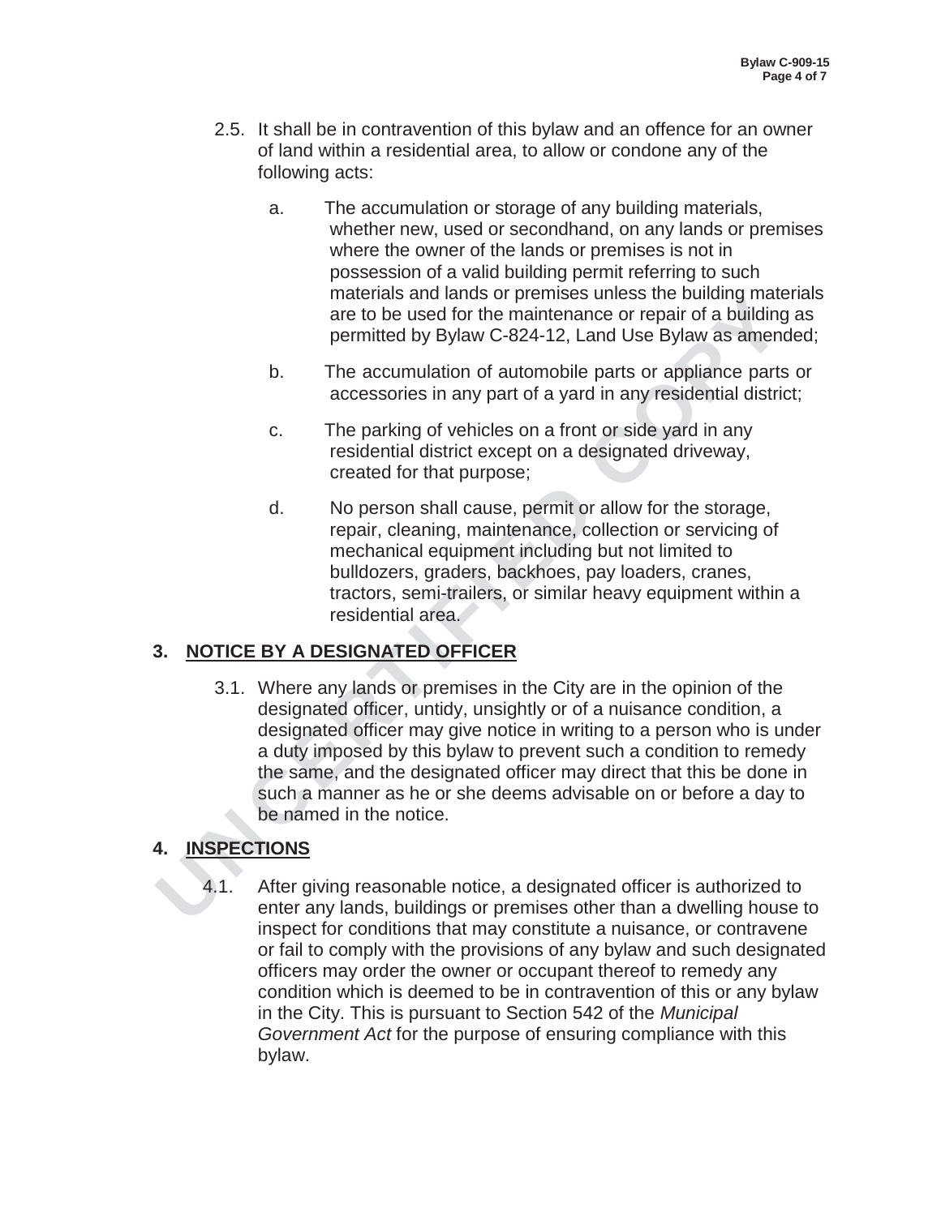2.5. It shall be in contravention of this bylaw and an offence for an owner of land within a residential area, to allow or condone any of the following acts:

a. The accumulation or storage of any building materials, whether new, used or secondhand, on any lands or premises where the owner of the lands or premises is not in possession of a valid building permit referring to such materials and lands or premises unless the building materials are to be used for the maintenance or repair of a building as permitted by Bylaw C-824-12, Land Use Bylaw as amended;

b. The accumulation of automobile parts or appliance parts or accessories in any part of a yard in any residential district;

c. The parking of vehicles on a front or side yard in any residential district except on a designated driveway, created for that purpose;

d. No person shall cause, permit or allow for the storage, repair, cleaning, maintenance, collection or servicing of mechanical equipment including but not limited to bulldozers, graders, backhoes, pay loaders, cranes, tractors, semi-trailers, or similar heavy equipment within a residential area.

## 3. NOTICE BY A DESIGNATED OFFICER

3.1. Where any lands or premises in the City are in the opinion of the designated officer, untidy, unsightly or of a nuisance condition, a designated officer may give notice in writing to a person who is under a duty imposed by this bylaw to prevent such a condition to remedy the same, and the designated officer may direct that this be done in such a manner as he or she deems advisable on or before a day to be named in the notice.

## 4. INSPECTIONS

4.1. After giving reasonable notice, a designated officer is authorized to enter any lands, buildings or premises other than a dwelling house to inspect for conditions that may constitute a nuisance, or contravene or fail to comply with the provisions of any bylaw and such designated officers may order the owner or occupant thereof to remedy any condition which is deemed to be in contravention of this or any bylaw in the City. This is pursuant to Section 542 of the *Municipal Government Act* for the purpose of ensuring compliance with this bylaw.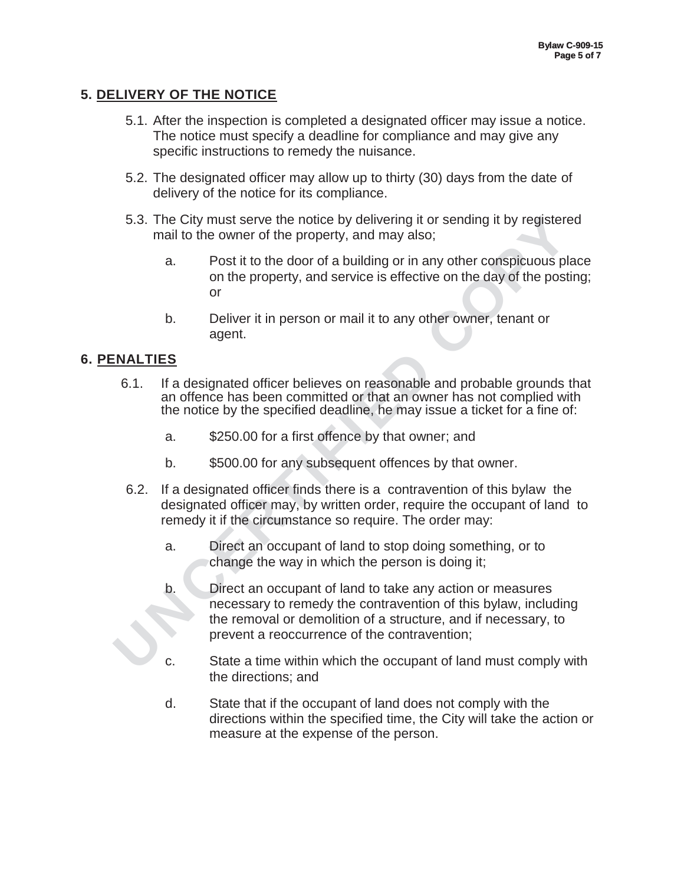## 5. DELIVERY OF THE NOTICE

5.1. After the inspection is completed a designated officer may issue a notice. The notice must specify a deadline for compliance and may give any specific instructions to remedy the nuisance.

5.2. The designated officer may allow up to thirty (30) days from the date of delivery of the notice for its compliance.

5.3. The City must serve the notice by delivering it or sending it by registered mail to the owner of the property, and may also;

a. Post it to the door of a building or in any other conspicuous place on the property, and service is effective on the day of the posting; or

b. Deliver it in person or mail it to any other owner, tenant or agent.

## 6. PENALTIES

6.1. If a designated officer believes on reasonable and probable grounds that an offence has been committed or that an owner has not complied with the notice by the specified deadline, he may issue a ticket for a fine of:

a. \$250.00 for a first offence by that owner; and

b. \$500.00 for any subsequent offences by that owner.

6.2. If a designated officer finds there is a contravention of this bylaw the designated officer may, by written order, require the occupant of land to remedy it if the circumstance so require. The order may:

a. Direct an occupant of land to stop doing something, or to change the way in which the person is doing it;

b. Direct an occupant of land to take any action or measures necessary to remedy the contravention of this bylaw, including the removal or demolition of a structure, and if necessary, to prevent a reoccurrence of the contravention;

c. State a time within which the occupant of land must comply with the directions; and

d. State that if the occupant of land does not comply with the directions within the specified time, the City will take the action or measure at the expense of the person.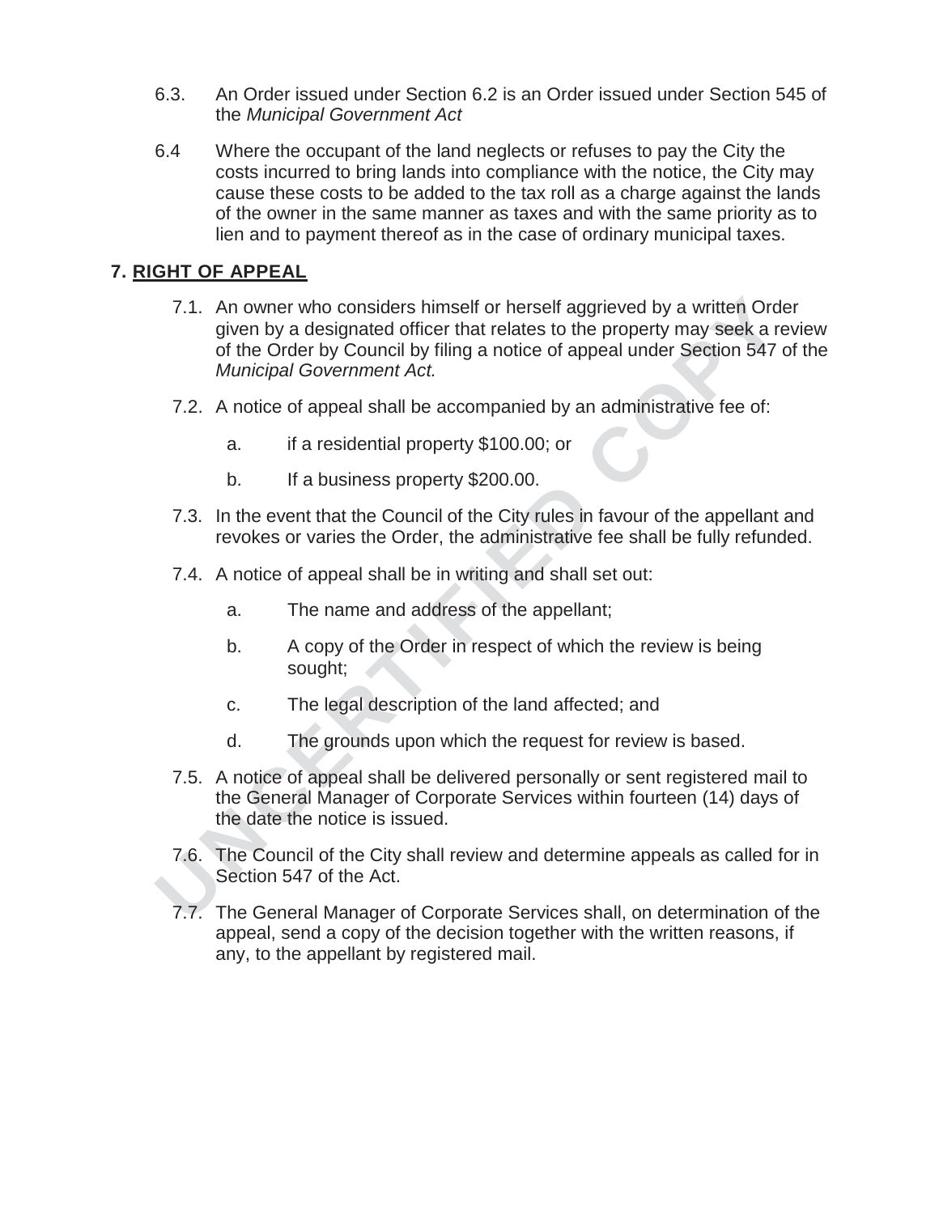6.3. An Order issued under Section 6.2 is an Order issued under Section 545 of the *Municipal Government Act*

6.4 Where the occupant of the land neglects or refuses to pay the City the costs incurred to bring lands into compliance with the notice, the City may cause these costs to be added to the tax roll as a charge against the lands of the owner in the same manner as taxes and with the same priority as to lien and to payment thereof as in the case of ordinary municipal taxes.

## 7. RIGHT OF APPEAL

7.1. An owner who considers himself or herself aggrieved by a written Order given by a designated officer that relates to the property may seek a review of the Order by Council by filing a notice of appeal under Section 547 of the *Municipal Government Act.*

7.2. A notice of appeal shall be accompanied by an administrative fee of:

   a. if a residential property $100.00; or

   b. If a business property $200.00.

7.3. In the event that the Council of the City rules in favour of the appellant and revokes or varies the Order, the administrative fee shall be fully refunded.

7.4. A notice of appeal shall be in writing and shall set out:

   a. The name and address of the appellant;

   b. A copy of the Order in respect of which the review is being sought;

   c. The legal description of the land affected; and

   d. The grounds upon which the request for review is based.

7.5. A notice of appeal shall be delivered personally or sent registered mail to the General Manager of Corporate Services within fourteen (14) days of the date the notice is issued.

7.6. The Council of the City shall review and determine appeals as called for in Section 547 of the Act.

7.7. The General Manager of Corporate Services shall, on determination of the appeal, send a copy of the decision together with the written reasons, if any, to the appellant by registered mail.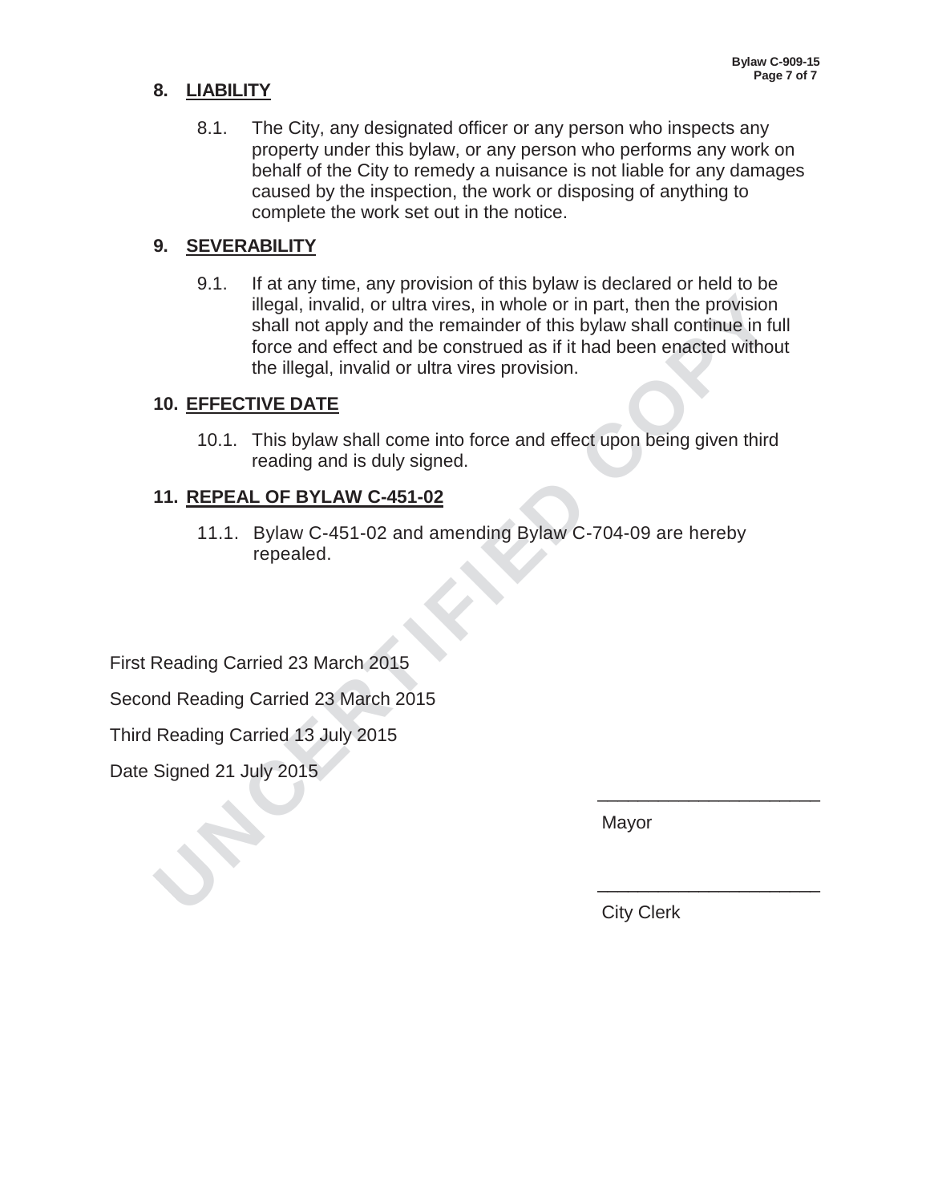## 8. LIABILITY

8.1. The City, any designated officer or any person who inspects any property under this bylaw, or any person who performs any work on behalf of the City to remedy a nuisance is not liable for any damages caused by the inspection, the work or disposing of anything to complete the work set out in the notice.

## 9. SEVERABILITY

9.1. If at any time, any provision of this bylaw is declared or held to be illegal, invalid, or ultra vires, in whole or in part, then the provision shall not apply and the remainder of this bylaw shall continue in full force and effect and be construed as if it had been enacted without the illegal, invalid or ultra vires provision.

## 10. EFFECTIVE DATE

10.1. This bylaw shall come into force and effect upon being given third reading and is duly signed.

## 11. REPEAL OF BYLAW C-451-02

11.1. Bylaw C-451-02 and amending Bylaw C-704-09 are hereby repealed.

First Reading Carried 23 March 2015

Second Reading Carried 23 March 2015

Third Reading Carried 13 July 2015

Date Signed 21 July 2015

______________________
Mayor

______________________
City Clerk

UNCERTIFIED COPY